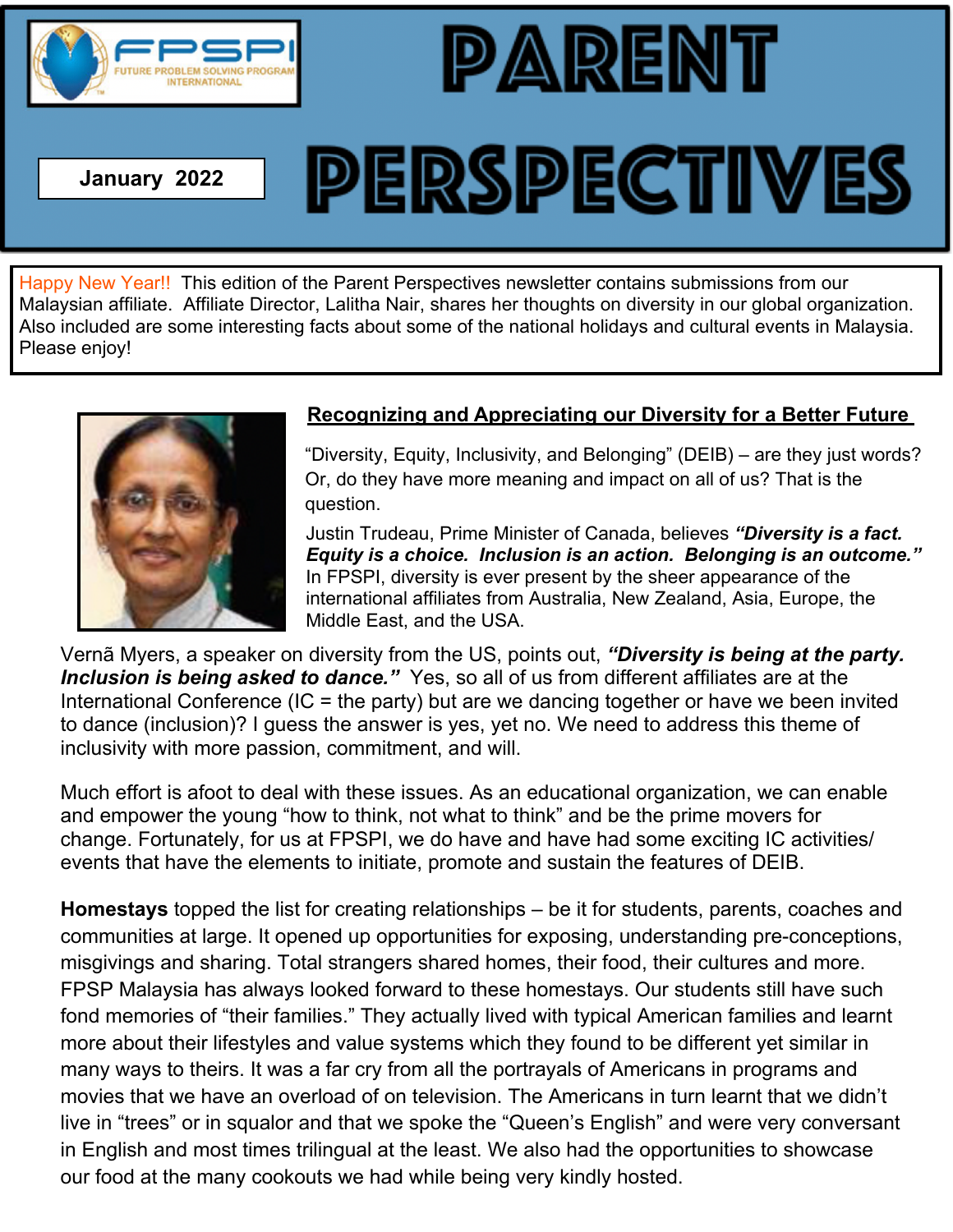FPSPI FUTURE PROBLEM SOLVING PROGRAM INTERNATIONAL

**January 2022**

# PARENT PERSPECTIVES

Happy New Year!! This edition of the Parent Perspectives newsletter contains submissions from our Malaysian affiliate. Affiliate Director, Lalitha Nair, shares her thoughts on diversity in our global organization. Also included are some interesting facts about some of the national holidays and cultural events in Malaysia. Please enjoy!

## Recognizing and Appreciating our Diversity for a Better Future

"Diversity, Equity, Inclusivity, and Belonging" (DEIB) – are they just words? Or, do they have more meaning and impact on all of us? That is the question.

Justin Trudeau, Prime Minister of Canada, believes ***"Diversity is a fact. Equity is a choice. Inclusion is an action. Belonging is an outcome."*** In FPSPI, diversity is ever present by the sheer appearance of the international affiliates from Australia, New Zealand, Asia, Europe, the Middle East, and the USA.

Vernã Myers, a speaker on diversity from the US, points out, ***"Diversity is being at the party. Inclusion is being asked to dance."*** Yes, so all of us from different affiliates are at the International Conference (IC = the party) but are we dancing together or have we been invited to dance (inclusion)? I guess the answer is yes, yet no. We need to address this theme of inclusivity with more passion, commitment, and will.

Much effort is afoot to deal with these issues. As an educational organization, we can enable and empower the young "how to think, not what to think" and be the prime movers for change. Fortunately, for us at FPSPI, we do have and have had some exciting IC activities/ events that have the elements to initiate, promote and sustain the features of DEIB.

**Homestays** topped the list for creating relationships – be it for students, parents, coaches and communities at large. It opened up opportunities for exposing, understanding pre-conceptions, misgivings and sharing. Total strangers shared homes, their food, their cultures and more. FPSP Malaysia has always looked forward to these homestays. Our students still have such fond memories of "their families." They actually lived with typical American families and learnt more about their lifestyles and value systems which they found to be different yet similar in many ways to theirs. It was a far cry from all the portrayals of Americans in programs and movies that we have an overload of on television. The Americans in turn learnt that we didn't live in "trees" or in squalor and that we spoke the "Queen's English" and were very conversant in English and most times trilingual at the least. We also had the opportunities to showcase our food at the many cookouts we had while being very kindly hosted.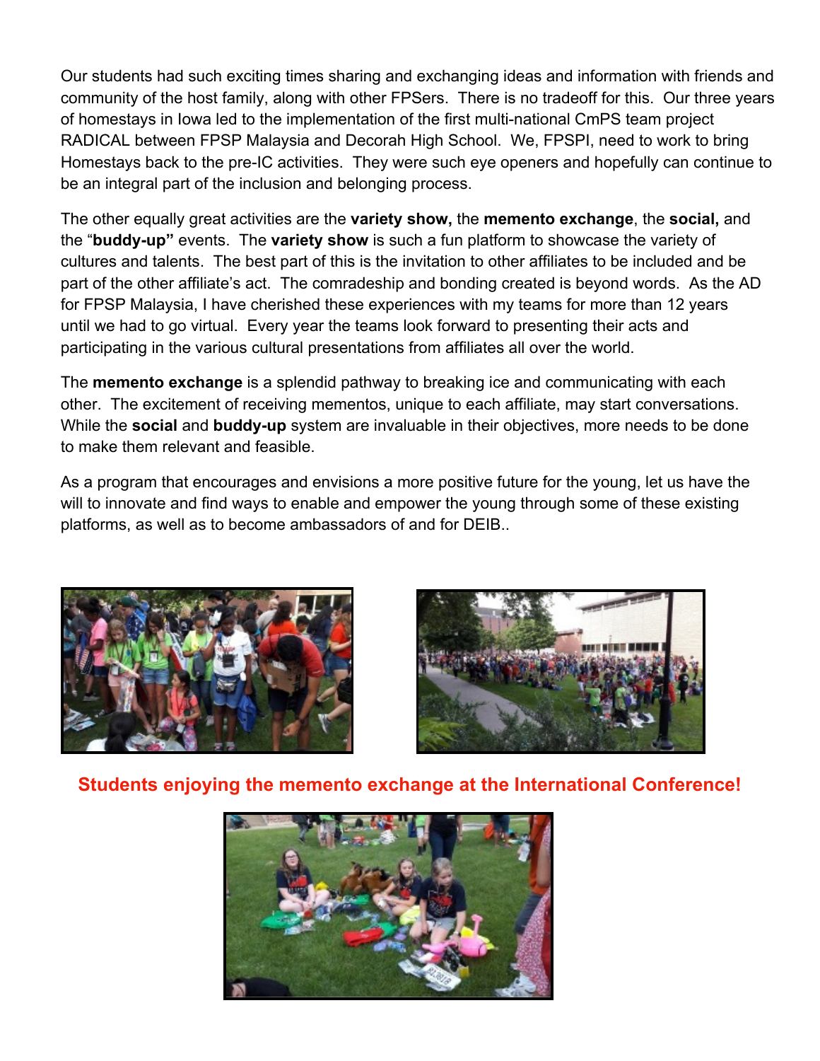Our students had such exciting times sharing and exchanging ideas and information with friends and community of the host family, along with other FPSers. There is no tradeoff for this. Our three years of homestays in Iowa led to the implementation of the first multi-national CmPS team project RADICAL between FPSP Malaysia and Decorah High School. We, FPSPI, need to work to bring Homestays back to the pre-IC activities. They were such eye openers and hopefully can continue to be an integral part of the inclusion and belonging process.

The other equally great activities are the **variety show,** the **memento exchange**, the **social,** and the "**buddy-up"** events. The **variety show** is such a fun platform to showcase the variety of cultures and talents. The best part of this is the invitation to other affiliates to be included and be part of the other affiliate's act. The comradeship and bonding created is beyond words. As the AD for FPSP Malaysia, I have cherished these experiences with my teams for more than 12 years until we had to go virtual. Every year the teams look forward to presenting their acts and participating in the various cultural presentations from affiliates all over the world.

The **memento exchange** is a splendid pathway to breaking ice and communicating with each other. The excitement of receiving mementos, unique to each affiliate, may start conversations. While the **social** and **buddy-up** system are invaluable in their objectives, more needs to be done to make them relevant and feasible.

As a program that encourages and envisions a more positive future for the young, let us have the will to innovate and find ways to enable and empower the young through some of these existing platforms, as well as to become ambassadors of and for DEIB..

**Students enjoying the memento exchange at the International Conference!**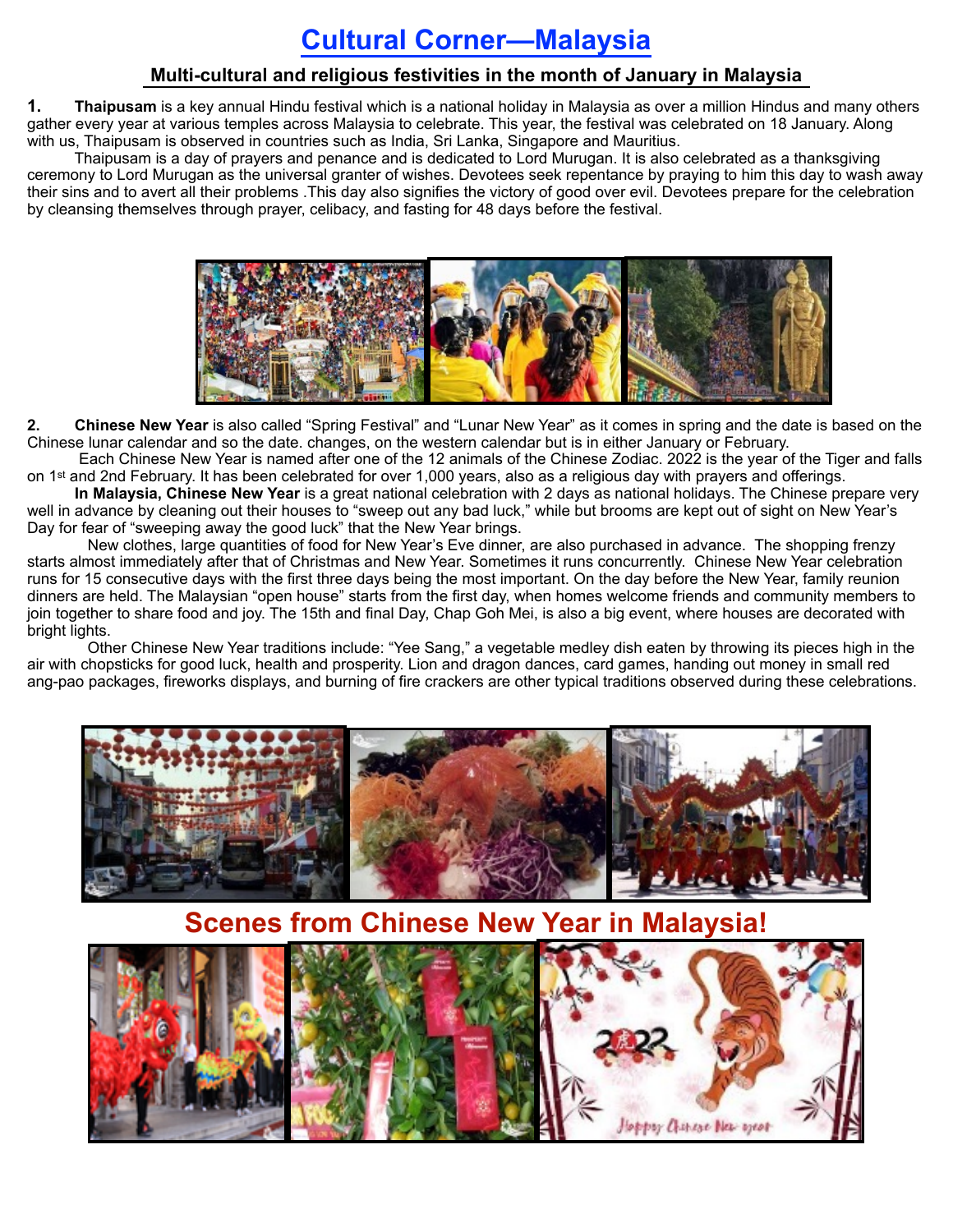# Cultural Corner—Malaysia

## Multi-cultural and religious festivities in the month of January in Malaysia

**1.** **Thaipusam** is a key annual Hindu festival which is a national holiday in Malaysia as over a million Hindus and many others gather every year at various temples across Malaysia to celebrate. This year, the festival was celebrated on 18 January. Along with us, Thaipusam is observed in countries such as India, Sri Lanka, Singapore and Mauritius.

Thaipusam is a day of prayers and penance and is dedicated to Lord Murugan. It is also celebrated as a thanksgiving ceremony to Lord Murugan as the universal granter of wishes. Devotees seek repentance by praying to him this day to wash away their sins and to avert all their problems .This day also signifies the victory of good over evil. Devotees prepare for the celebration by cleansing themselves through prayer, celibacy, and fasting for 48 days before the festival.

**2.** **Chinese New Year** is also called "Spring Festival" and "Lunar New Year" as it comes in spring and the date is based on the Chinese lunar calendar and so the date. changes, on the western calendar but is in either January or February.

Each Chinese New Year is named after one of the 12 animals of the Chinese Zodiac. 2022 is the year of the Tiger and falls on 1st and 2nd February. It has been celebrated for over 1,000 years, also as a religious day with prayers and offerings.

**In Malaysia, Chinese New Year** is a great national celebration with 2 days as national holidays. The Chinese prepare very well in advance by cleaning out their houses to "sweep out any bad luck," while but brooms are kept out of sight on New Year's Day for fear of "sweeping away the good luck" that the New Year brings.

New clothes, large quantities of food for New Year's Eve dinner, are also purchased in advance. The shopping frenzy starts almost immediately after that of Christmas and New Year. Sometimes it runs concurrently. Chinese New Year celebration runs for 15 consecutive days with the first three days being the most important. On the day before the New Year, family reunion dinners are held. The Malaysian "open house" starts from the first day, when homes welcome friends and community members to join together to share food and joy. The 15th and final Day, Chap Goh Mei, is also a big event, where houses are decorated with bright lights.

Other Chinese New Year traditions include: "Yee Sang," a vegetable medley dish eaten by throwing its pieces high in the air with chopsticks for good luck, health and prosperity. Lion and dragon dances, card games, handing out money in small red ang-pao packages, fireworks displays, and burning of fire crackers are other typical traditions observed during these celebrations.

**Scenes from Chinese New Year in Malaysia!**